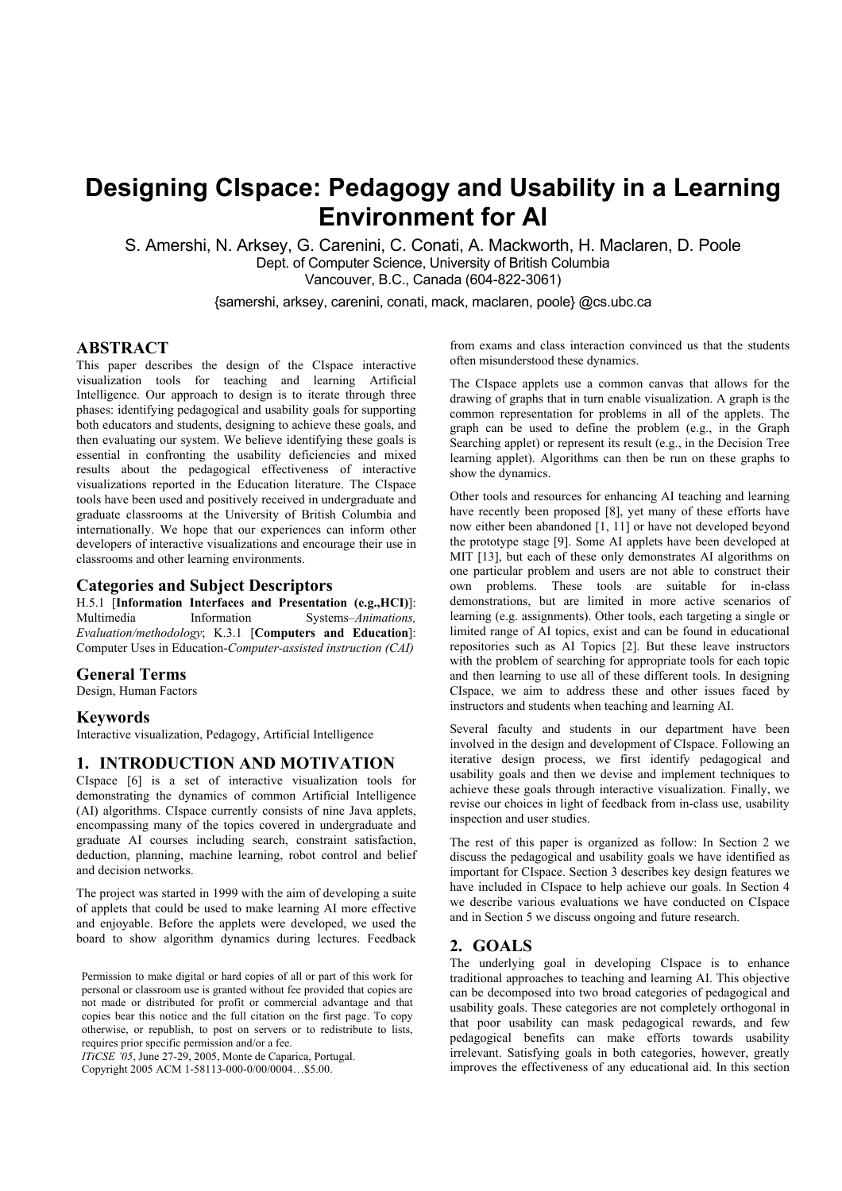# Designing CIspace: Pedagogy and Usability in a Learning Environment for AI

S. Amershi, N. Arksey, G. Carenini, C. Conati, A. Mackworth, H. Maclaren, D. Poole

Dept. of Computer Science, University of British Columbia
Vancouver, B.C., Canada (604-822-3061)

{samershi, arksey, carenini, conati, mack, maclaren, poole} @cs.ubc.ca

## ABSTRACT

This paper describes the design of the CIspace interactive visualization tools for teaching and learning Artificial Intelligence. Our approach to design is to iterate through three phases: identifying pedagogical and usability goals for supporting both educators and students, designing to achieve these goals, and then evaluating our system. We believe identifying these goals is essential in confronting the usability deficiencies and mixed results about the pedagogical effectiveness of interactive visualizations reported in the Education literature. The CIspace tools have been used and positively received in undergraduate and graduate classrooms at the University of British Columbia and internationally. We hope that our experiences can inform other developers of interactive visualizations and encourage their use in classrooms and other learning environments.

## Categories and Subject Descriptors

H.5.1 [**Information Interfaces and Presentation (e.g.,HCI)**]: Multimedia Information Systems–*Animations, Evaluation/methodology*; K.3.1 [**Computers and Education**]: Computer Uses in Education-*Computer-assisted instruction (CAI)*

## General Terms

Design, Human Factors

## Keywords

Interactive visualization, Pedagogy, Artificial Intelligence

## 1. INTRODUCTION AND MOTIVATION

CIspace [6] is a set of interactive visualization tools for demonstrating the dynamics of common Artificial Intelligence (AI) algorithms. CIspace currently consists of nine Java applets, encompassing many of the topics covered in undergraduate and graduate AI courses including search, constraint satisfaction, deduction, planning, machine learning, robot control and belief and decision networks.

The project was started in 1999 with the aim of developing a suite of applets that could be used to make learning AI more effective and enjoyable. Before the applets were developed, we used the board to show algorithm dynamics during lectures. Feedback from exams and class interaction convinced us that the students often misunderstood these dynamics.

The CIspace applets use a common canvas that allows for the drawing of graphs that in turn enable visualization. A graph is the common representation for problems in all of the applets. The graph can be used to define the problem (e.g., in the Graph Searching applet) or represent its result (e.g., in the Decision Tree learning applet). Algorithms can then be run on these graphs to show the dynamics.

Other tools and resources for enhancing AI teaching and learning have recently been proposed [8], yet many of these efforts have now either been abandoned [1, 11] or have not developed beyond the prototype stage [9]. Some AI applets have been developed at MIT [13], but each of these only demonstrates AI algorithms on one particular problem and users are not able to construct their own problems. These tools are suitable for in-class demonstrations, but are limited in more active scenarios of learning (e.g. assignments). Other tools, each targeting a single or limited range of AI topics, exist and can be found in educational repositories such as AI Topics [2]. But these leave instructors with the problem of searching for appropriate tools for each topic and then learning to use all of these different tools. In designing CIspace, we aim to address these and other issues faced by instructors and students when teaching and learning AI.

Several faculty and students in our department have been involved in the design and development of CIspace. Following an iterative design process, we first identify pedagogical and usability goals and then we devise and implement techniques to achieve these goals through interactive visualization. Finally, we revise our choices in light of feedback from in-class use, usability inspection and user studies.

The rest of this paper is organized as follow: In Section 2 we discuss the pedagogical and usability goals we have identified as important for CIspace. Section 3 describes key design features we have included in CIspace to help achieve our goals. In Section 4 we describe various evaluations we have conducted on CIspace and in Section 5 we discuss ongoing and future research.

## 2. GOALS

The underlying goal in developing CIspace is to enhance traditional approaches to teaching and learning AI. This objective can be decomposed into two broad categories of pedagogical and usability goals. These categories are not completely orthogonal in that poor usability can mask pedagogical rewards, and few pedagogical benefits can make efforts towards usability irrelevant. Satisfying goals in both categories, however, greatly improves the effectiveness of any educational aid. In this section

Permission to make digital or hard copies of all or part of this work for personal or classroom use is granted without fee provided that copies are not made or distributed for profit or commercial advantage and that copies bear this notice and the full citation on the first page. To copy otherwise, or republish, to post on servers or to redistribute to lists, requires prior specific permission and/or a fee.
*ITiCSE '05*, June 27-29, 2005, Monte de Caparica, Portugal.
Copyright 2005 ACM 1-58113-000-0/00/0004…$5.00.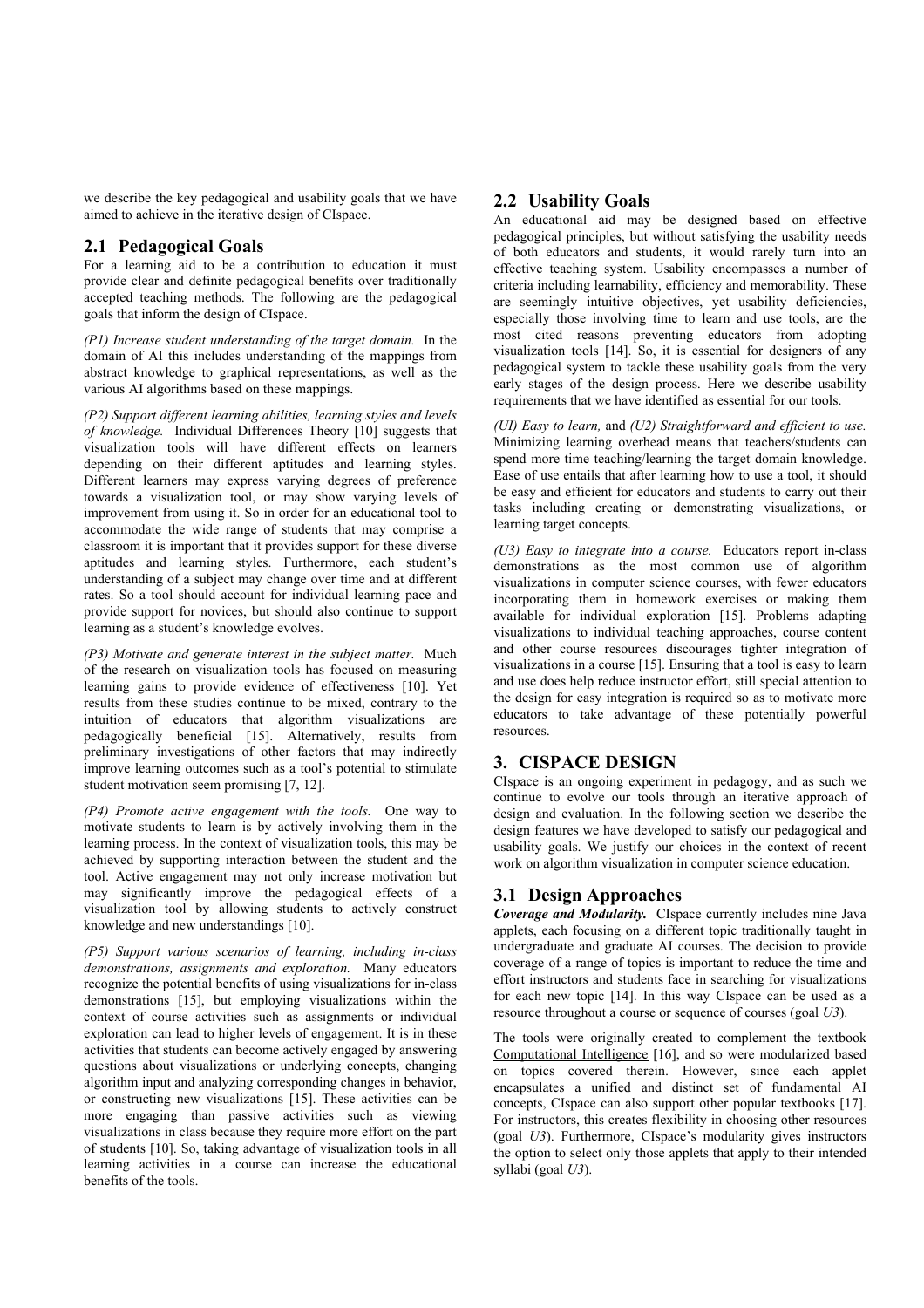we describe the key pedagogical and usability goals that we have aimed to achieve in the iterative design of CIspace.

## 2.1 Pedagogical Goals

For a learning aid to be a contribution to education it must provide clear and definite pedagogical benefits over traditionally accepted teaching methods. The following are the pedagogical goals that inform the design of CIspace.

*(P1) Increase student understanding of the target domain.* In the domain of AI this includes understanding of the mappings from abstract knowledge to graphical representations, as well as the various AI algorithms based on these mappings.

*(P2) Support different learning abilities, learning styles and levels of knowledge.* Individual Differences Theory [10] suggests that visualization tools will have different effects on learners depending on their different aptitudes and learning styles. Different learners may express varying degrees of preference towards a visualization tool, or may show varying levels of improvement from using it. So in order for an educational tool to accommodate the wide range of students that may comprise a classroom it is important that it provides support for these diverse aptitudes and learning styles. Furthermore, each student's understanding of a subject may change over time and at different rates. So a tool should account for individual learning pace and provide support for novices, but should also continue to support learning as a student's knowledge evolves.

*(P3) Motivate and generate interest in the subject matter.* Much of the research on visualization tools has focused on measuring learning gains to provide evidence of effectiveness [10]. Yet results from these studies continue to be mixed, contrary to the intuition of educators that algorithm visualizations are pedagogically beneficial [15]. Alternatively, results from preliminary investigations of other factors that may indirectly improve learning outcomes such as a tool's potential to stimulate student motivation seem promising [7, 12].

*(P4) Promote active engagement with the tools.* One way to motivate students to learn is by actively involving them in the learning process. In the context of visualization tools, this may be achieved by supporting interaction between the student and the tool. Active engagement may not only increase motivation but may significantly improve the pedagogical effects of a visualization tool by allowing students to actively construct knowledge and new understandings [10].

*(P5) Support various scenarios of learning, including in-class demonstrations, assignments and exploration.* Many educators recognize the potential benefits of using visualizations for in-class demonstrations [15], but employing visualizations within the context of course activities such as assignments or individual exploration can lead to higher levels of engagement. It is in these activities that students can become actively engaged by answering questions about visualizations or underlying concepts, changing algorithm input and analyzing corresponding changes in behavior, or constructing new visualizations [15]. These activities can be more engaging than passive activities such as viewing visualizations in class because they require more effort on the part of students [10]. So, taking advantage of visualization tools in all learning activities in a course can increase the educational benefits of the tools.

## 2.2 Usability Goals

An educational aid may be designed based on effective pedagogical principles, but without satisfying the usability needs of both educators and students, it would rarely turn into an effective teaching system. Usability encompasses a number of criteria including learnability, efficiency and memorability. These are seemingly intuitive objectives, yet usability deficiencies, especially those involving time to learn and use tools, are the most cited reasons preventing educators from adopting visualization tools [14]. So, it is essential for designers of any pedagogical system to tackle these usability goals from the very early stages of the design process. Here we describe usability requirements that we have identified as essential for our tools.

*(UI) Easy to learn,* and *(U2) Straightforward and efficient to use.* Minimizing learning overhead means that teachers/students can spend more time teaching/learning the target domain knowledge. Ease of use entails that after learning how to use a tool, it should be easy and efficient for educators and students to carry out their tasks including creating or demonstrating visualizations, or learning target concepts.

*(U3) Easy to integrate into a course.* Educators report in-class demonstrations as the most common use of algorithm visualizations in computer science courses, with fewer educators incorporating them in homework exercises or making them available for individual exploration [15]. Problems adapting visualizations to individual teaching approaches, course content and other course resources discourages tighter integration of visualizations in a course [15]. Ensuring that a tool is easy to learn and use does help reduce instructor effort, still special attention to the design for easy integration is required so as to motivate more educators to take advantage of these potentially powerful resources.

# 3. CISPACE DESIGN

CIspace is an ongoing experiment in pedagogy, and as such we continue to evolve our tools through an iterative approach of design and evaluation. In the following section we describe the design features we have developed to satisfy our pedagogical and usability goals. We justify our choices in the context of recent work on algorithm visualization in computer science education.

## 3.1 Design Approaches

***Coverage and Modularity.*** CIspace currently includes nine Java applets, each focusing on a different topic traditionally taught in undergraduate and graduate AI courses. The decision to provide coverage of a range of topics is important to reduce the time and effort instructors and students face in searching for visualizations for each new topic [14]. In this way CIspace can be used as a resource throughout a course or sequence of courses (goal *U3*).

The tools were originally created to complement the textbook Computational Intelligence [16], and so were modularized based on topics covered therein. However, since each applet encapsulates a unified and distinct set of fundamental AI concepts, CIspace can also support other popular textbooks [17]. For instructors, this creates flexibility in choosing other resources (goal *U3*). Furthermore, CIspace's modularity gives instructors the option to select only those applets that apply to their intended syllabi (goal *U3*).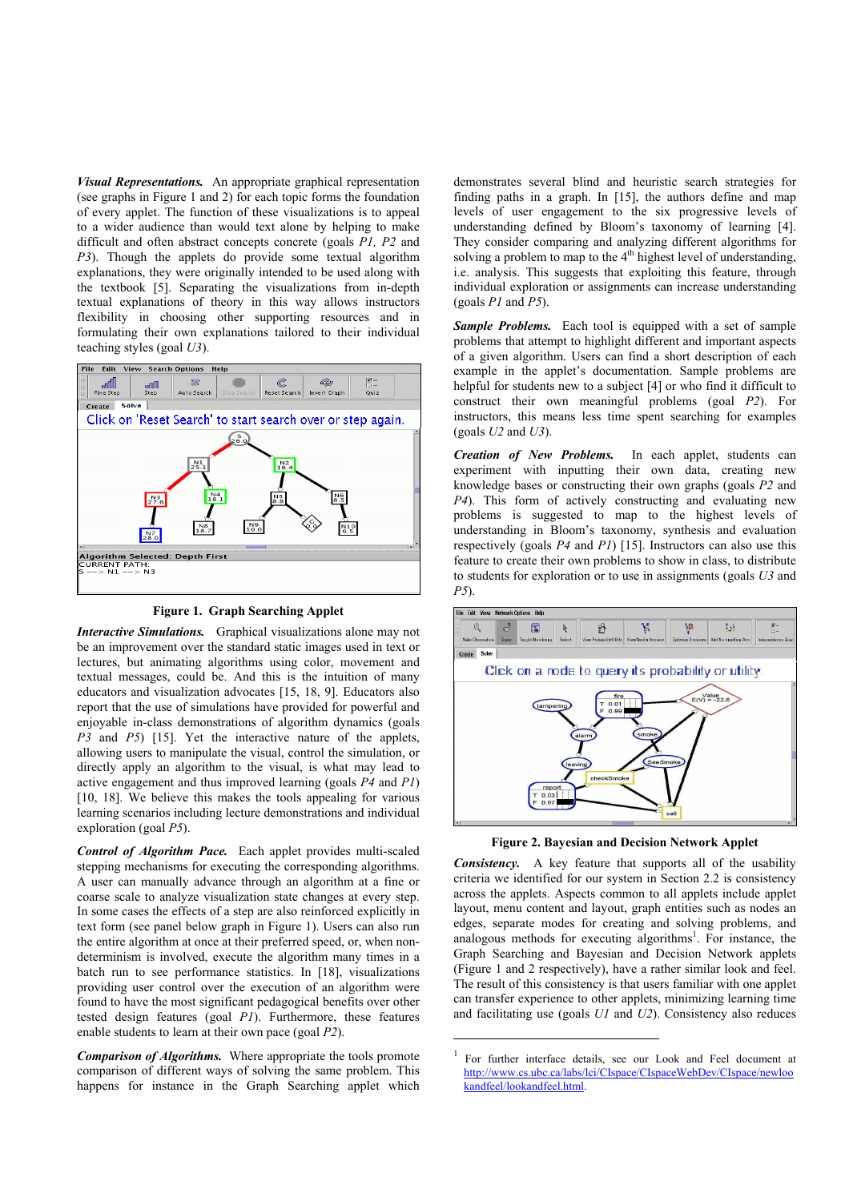***Visual Representations.*** An appropriate graphical representation (see graphs in Figure 1 and 2) for each topic forms the foundation of every applet. The function of these visualizations is to appeal to a wider audience than would text alone by helping to make difficult and often abstract concepts concrete (goals *P1, P2* and *P3*). Though the applets do provide some textual algorithm explanations, they were originally intended to be used along with the textbook [5]. Separating the visualizations from in-depth textual explanations of theory in this way allows instructors flexibility in choosing other supporting resources and in formulating their own explanations tailored to their individual teaching styles (goal *U3*).

**Figure 1. Graph Searching Applet**

***Interactive Simulations.*** Graphical visualizations alone may not be an improvement over the standard static images used in text or lectures, but animating algorithms using color, movement and textual messages, could be. And this is the intuition of many educators and visualization advocates [15, 18, 9]. Educators also report that the use of simulations have provided for powerful and enjoyable in-class demonstrations of algorithm dynamics (goals *P3* and *P5*) [15]. Yet the interactive nature of the applets, allowing users to manipulate the visual, control the simulation, or directly apply an algorithm to the visual, is what may lead to active engagement and thus improved learning (goals *P4* and *P1*) [10, 18]. We believe this makes the tools appealing for various learning scenarios including lecture demonstrations and individual exploration (goal *P5*).

***Control of Algorithm Pace.*** Each applet provides multi-scaled stepping mechanisms for executing the corresponding algorithms. A user can manually advance through an algorithm at a fine or coarse scale to analyze visualization state changes at every step. In some cases the effects of a step are also reinforced explicitly in text form (see panel below graph in Figure 1). Users can also run the entire algorithm at once at their preferred speed, or, when non-determinism is involved, execute the algorithm many times in a batch run to see performance statistics. In [18], visualizations providing user control over the execution of an algorithm were found to have the most significant pedagogical benefits over other tested design features (goal *P1*). Furthermore, these features enable students to learn at their own pace (goal *P2*).

***Comparison of Algorithms.*** Where appropriate the tools promote comparison of different ways of solving the same problem. This happens for instance in the Graph Searching applet which demonstrates several blind and heuristic search strategies for finding paths in a graph. In [15], the authors define and map levels of user engagement to the six progressive levels of understanding defined by Bloom's taxonomy of learning [4]. They consider comparing and analyzing different algorithms for solving a problem to map to the 4th highest level of understanding, i.e. analysis. This suggests that exploiting this feature, through individual exploration or assignments can increase understanding (goals *P1* and *P5*).

***Sample Problems.*** Each tool is equipped with a set of sample problems that attempt to highlight different and important aspects of a given algorithm. Users can find a short description of each example in the applet's documentation. Sample problems are helpful for students new to a subject [4] or who find it difficult to construct their own meaningful problems (goal *P2*). For instructors, this means less time spent searching for examples (goals *U2* and *U3*).

***Creation of New Problems.*** In each applet, students can experiment with inputting their own data, creating new knowledge bases or constructing their own graphs (goals *P2* and *P4*). This form of actively constructing and evaluating new problems is suggested to map to the highest levels of understanding in Bloom's taxonomy, synthesis and evaluation respectively (goals *P4* and *P1*) [15]. Instructors can also use this feature to create their own problems to show in class, to distribute to students for exploration or to use in assignments (goals *U3* and *P5*).

**Figure 2. Bayesian and Decision Network Applet**

***Consistency.*** A key feature that supports all of the usability criteria we identified for our system in Section 2.2 is consistency across the applets. Aspects common to all applets include applet layout, menu content and layout, graph entities such as nodes an edges, separate modes for creating and solving problems, and analogous methods for executing algorithms[1]. For instance, the Graph Searching and Bayesian and Decision Network applets (Figure 1 and 2 respectively), have a rather similar look and feel. The result of this consistency is that users familiar with one applet can transfer experience to other applets, minimizing learning time and facilitating use (goals *U1* and *U2*). Consistency also reduces

[1] For further interface details, see our Look and Feel document at http://www.cs.ubc.ca/labs/lci/CIspace/CIspaceWebDev/CIspace/newlookandfeel/lookandfeel.html.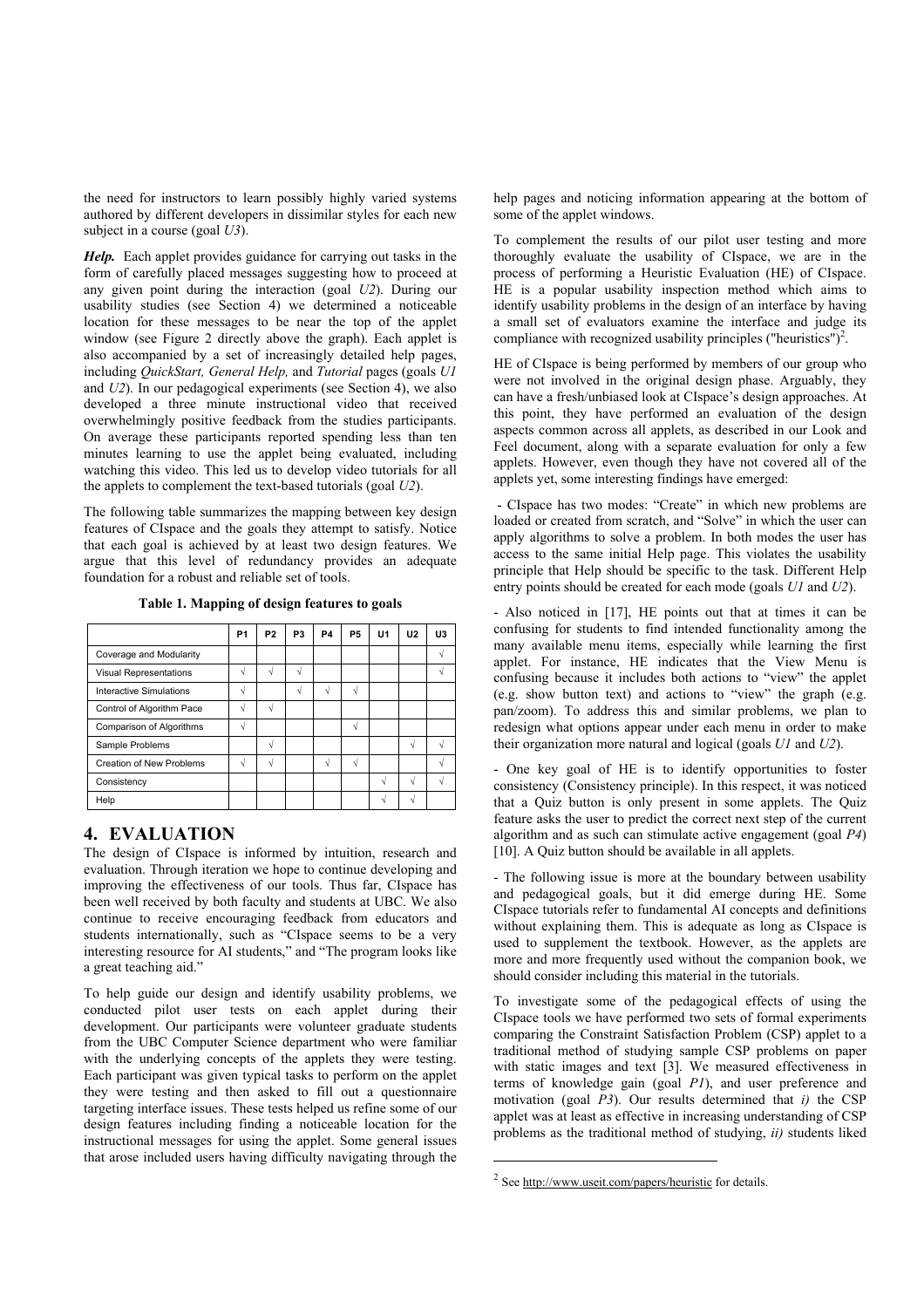the need for instructors to learn possibly highly varied systems authored by different developers in dissimilar styles for each new subject in a course (goal *U3*).

***Help.*** Each applet provides guidance for carrying out tasks in the form of carefully placed messages suggesting how to proceed at any given point during the interaction (goal *U2*). During our usability studies (see Section 4) we determined a noticeable location for these messages to be near the top of the applet window (see Figure 2 directly above the graph). Each applet is also accompanied by a set of increasingly detailed help pages, including *QuickStart, General Help,* and *Tutorial* pages (goals *U1* and *U2*). In our pedagogical experiments (see Section 4), we also developed a three minute instructional video that received overwhelmingly positive feedback from the studies participants. On average these participants reported spending less than ten minutes learning to use the applet being evaluated, including watching this video. This led us to develop video tutorials for all the applets to complement the text-based tutorials (goal *U2*).

The following table summarizes the mapping between key design features of CIspace and the goals they attempt to satisfy. Notice that each goal is achieved by at least two design features. We argue that this level of redundancy provides an adequate foundation for a robust and reliable set of tools.

**Table 1. Mapping of design features to goals**

| | P1 | P2 | P3 | P4 | P5 | U1 | U2 | U3 |
|---|---|---|---|---|---|---|---|---|
| Coverage and Modularity | | | | | | | | √ |
| Visual Representations | √ | √ | √ | | | | | √ |
| Interactive Simulations | √ | | √ | √ | √ | | | |
| Control of Algorithm Pace | √ | √ | | | | | | |
| Comparison of Algorithms | √ | | | | √ | | | |
| Sample Problems | | √ | | | | | √ | √ |
| Creation of New Problems | √ | √ | | √ | √ | | | √ |
| Consistency | | | | | | √ | √ | √ |
| Help | | | | | | √ | √ | |

# 4. EVALUATION

The design of CIspace is informed by intuition, research and evaluation. Through iteration we hope to continue developing and improving the effectiveness of our tools. Thus far, CIspace has been well received by both faculty and students at UBC. We also continue to receive encouraging feedback from educators and students internationally, such as "CIspace seems to be a very interesting resource for AI students," and "The program looks like a great teaching aid."

To help guide our design and identify usability problems, we conducted pilot user tests on each applet during their development. Our participants were volunteer graduate students from the UBC Computer Science department who were familiar with the underlying concepts of the applets they were testing. Each participant was given typical tasks to perform on the applet they were testing and then asked to fill out a questionnaire targeting interface issues. These tests helped us refine some of our design features including finding a noticeable location for the instructional messages for using the applet. Some general issues that arose included users having difficulty navigating through the help pages and noticing information appearing at the bottom of some of the applet windows.

To complement the results of our pilot user testing and more thoroughly evaluate the usability of CIspace, we are in the process of performing a Heuristic Evaluation (HE) of CIspace. HE is a popular usability inspection method which aims to identify usability problems in the design of an interface by having a small set of evaluators examine the interface and judge its compliance with recognized usability principles ("heuristics")[2].

HE of CIspace is being performed by members of our group who were not involved in the original design phase. Arguably, they can have a fresh/unbiased look at CIspace's design approaches. At this point, they have performed an evaluation of the design aspects common across all applets, as described in our Look and Feel document, along with a separate evaluation for only a few applets. However, even though they have not covered all of the applets yet, some interesting findings have emerged:

- CIspace has two modes: "Create" in which new problems are loaded or created from scratch, and "Solve" in which the user can apply algorithms to solve a problem. In both modes the user has access to the same initial Help page. This violates the usability principle that Help should be specific to the task. Different Help entry points should be created for each mode (goals *U1* and *U2*).

- Also noticed in [17], HE points out that at times it can be confusing for students to find intended functionality among the many available menu items, especially while learning the first applet. For instance, HE indicates that the View Menu is confusing because it includes both actions to "view" the applet (e.g. show button text) and actions to "view" the graph (e.g. pan/zoom). To address this and similar problems, we plan to redesign what options appear under each menu in order to make their organization more natural and logical (goals *U1* and *U2*).

- One key goal of HE is to identify opportunities to foster consistency (Consistency principle). In this respect, it was noticed that a Quiz button is only present in some applets. The Quiz feature asks the user to predict the correct next step of the current algorithm and as such can stimulate active engagement (goal *P4*) [10]. A Quiz button should be available in all applets.

- The following issue is more at the boundary between usability and pedagogical goals, but it did emerge during HE. Some CIspace tutorials refer to fundamental AI concepts and definitions without explaining them. This is adequate as long as CIspace is used to supplement the textbook. However, as the applets are more and more frequently used without the companion book, we should consider including this material in the tutorials.

To investigate some of the pedagogical effects of using the CIspace tools we have performed two sets of formal experiments comparing the Constraint Satisfaction Problem (CSP) applet to a traditional method of studying sample CSP problems on paper with static images and text [3]. We measured effectiveness in terms of knowledge gain (goal *P1*), and user preference and motivation (goal *P3*). Our results determined that *i)* the CSP applet was at least as effective in increasing understanding of CSP problems as the traditional method of studying, *ii)* students liked

[2] See http://www.useit.com/papers/heuristic for details.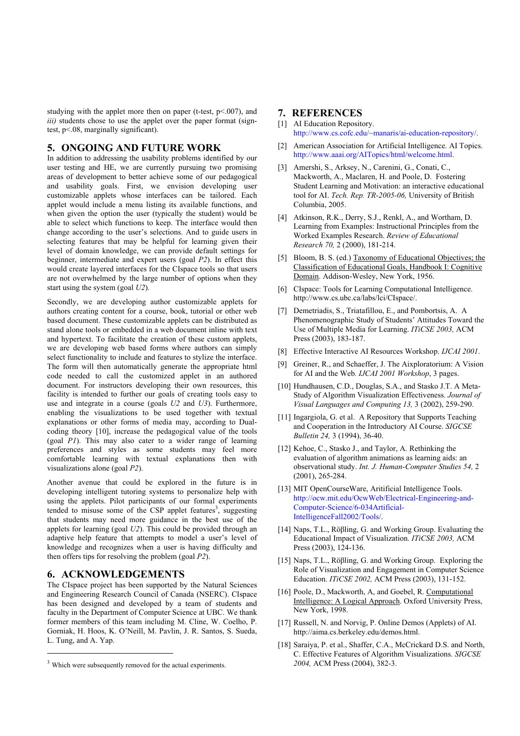studying with the applet more then on paper (t-test, $p<.007$), and *iii)* students chose to use the applet over the paper format (sign-test, $p<.08$, marginally significant).

## 5. ONGOING AND FUTURE WORK

In addition to addressing the usability problems identified by our user testing and HE, we are currently pursuing two promising areas of development to better achieve some of our pedagogical and usability goals. First, we envision developing user customizable applets whose interfaces can be tailored. Each applet would include a menu listing its available functions, and when given the option the user (typically the student) would be able to select which functions to keep. The interface would then change according to the user's selections. And to guide users in selecting features that may be helpful for learning given their level of domain knowledge, we can provide default settings for beginner, intermediate and expert users (goal *P2*). In effect this would create layered interfaces for the CIspace tools so that users are not overwhelmed by the large number of options when they start using the system (goal *U2*).

Secondly, we are developing author customizable applets for authors creating content for a course, book, tutorial or other web based document. These customizable applets can be distributed as stand alone tools or embedded in a web document inline with text and hypertext. To facilitate the creation of these custom applets, we are developing web based forms where authors can simply select functionality to include and features to stylize the interface. The form will then automatically generate the appropriate html code needed to call the customized applet in an authored document. For instructors developing their own resources, this facility is intended to further our goals of creating tools easy to use and integrate in a course (goals *U2* and *U3*). Furthermore, enabling the visualizations to be used together with textual explanations or other forms of media may, according to Dual-coding theory [10], increase the pedagogical value of the tools (goal *P1*). This may also cater to a wider range of learning preferences and styles as some students may feel more comfortable learning with textual explanations then with visualizations alone (goal *P2*).

Another avenue that could be explored in the future is in developing intelligent tutoring systems to personalize help with using the applets. Pilot participants of our formal experiments tended to misuse some of the CSP applet features[3], suggesting that students may need more guidance in the best use of the applets for learning (goal *U2*). This could be provided through an adaptive help feature that attempts to model a user's level of knowledge and recognizes when a user is having difficulty and then offers tips for resolving the problem (goal *P2*).

## 6. ACKNOWLEDGEMENTS

The CIspace project has been supported by the Natural Sciences and Engineering Research Council of Canada (NSERC). CIspace has been designed and developed by a team of students and faculty in the Department of Computer Science at UBC. We thank former members of this team including M. Cline, W. Coelho, P. Gorniak, H. Hoos, K. O'Neill, M. Pavlin, J. R. Santos, S. Sueda, L. Tung, and A. Yap.

[3] Which were subsequently removed for the actual experiments.

## 7. REFERENCES

[1] AI Education Repository. http://www.cs.cofc.edu/~manaris/ai-education-repository/.

[2] American Association for Artificial Intelligence. AI Topics. http://www.aaai.org/AITopics/html/welcome.html.

[3] Amershi, S., Arksey, N., Carenini, G., Conati, C., Mackworth, A., Maclaren, H. and Poole, D. Fostering Student Learning and Motivation: an interactive educational tool for AI. *Tech. Rep. TR-2005-06,* University of British Columbia, 2005.

[4] Atkinson, R.K., Derry, S.J., Renkl, A., and Wortham, D. Learning from Examples: Instructional Principles from the Worked Examples Research. *Review of Educational Research 70,* 2 (2000), 181-214.

[5] Bloom, B. S. (ed.) Taxonomy of Educational Objectives; the Classification of Educational Goals, Handbook I: Cognitive Domain. Addison-Wesley, New York, 1956.

[6] CIspace: Tools for Learning Computational Intelligence. http://www.cs.ubc.ca/labs/lci/CIspace/.

[7] Demetriadis, S., Triatafillou, E., and Pombortsis, A. A Phenomenographic Study of Students' Attitudes Toward the Use of Multiple Media for Learning. *ITiCSE 2003,* ACM Press (2003), 183-187.

[8] Effective Interactive AI Resources Workshop. *IJCAI 2001*.

[9] Greiner, R., and Schaeffer, J. The Aixploratorium: A Vision for AI and the Web. *IJCAI 2001 Workshop*, 3 pages.

[10] Hundhausen, C.D., Douglas, S.A., and Stasko J.T. A Meta-Study of Algorithm Visualization Effectiveness. *Journal of Visual Languages and Computing 13,* 3 (2002), 259-290.

[11] Ingargiola, G. et al. A Repository that Supports Teaching and Cooperation in the Introductory AI Course. *SIGCSE Bulletin 24,* 3 (1994), 36-40.

[12] Kehoe, C., Stasko J., and Taylor, A. Rethinking the evaluation of algorithm animations as learning aids: an observational study. *Int. J. Human-Computer Studies 54,* 2 (2001), 265-284.

[13] MIT OpenCourseWare, Aritificial Intelligence Tools. http://ocw.mit.edu/OcwWeb/Electrical-Engineering-and-Computer-Science/6-034Artificial-IntelligenceFall2002/Tools/.

[14] Naps, T.L., Rößling, G. and Working Group. Evaluating the Educational Impact of Visualization. *ITiCSE 2003,* ACM Press (2003), 124-136.

[15] Naps, T.L., Rößling, G. and Working Group. Exploring the Role of Visualization and Engagement in Computer Science Education. *ITiCSE 2002,* ACM Press (2003), 131-152.

[16] Poole, D., Mackworth, A, and Goebel, R. Computational Intelligence: A Logical Approach. Oxford University Press, New York, 1998.

[17] Russell, N. and Norvig, P. Online Demos (Applets) of AI. http://aima.cs.berkeley.edu/demos.html.

[18] Saraiya, P. et al., Shaffer, C.A., McCrickard D.S. and North, C. Effective Features of Algorithm Visualizations. *SIGCSE 2004,* ACM Press (2004), 382-3.